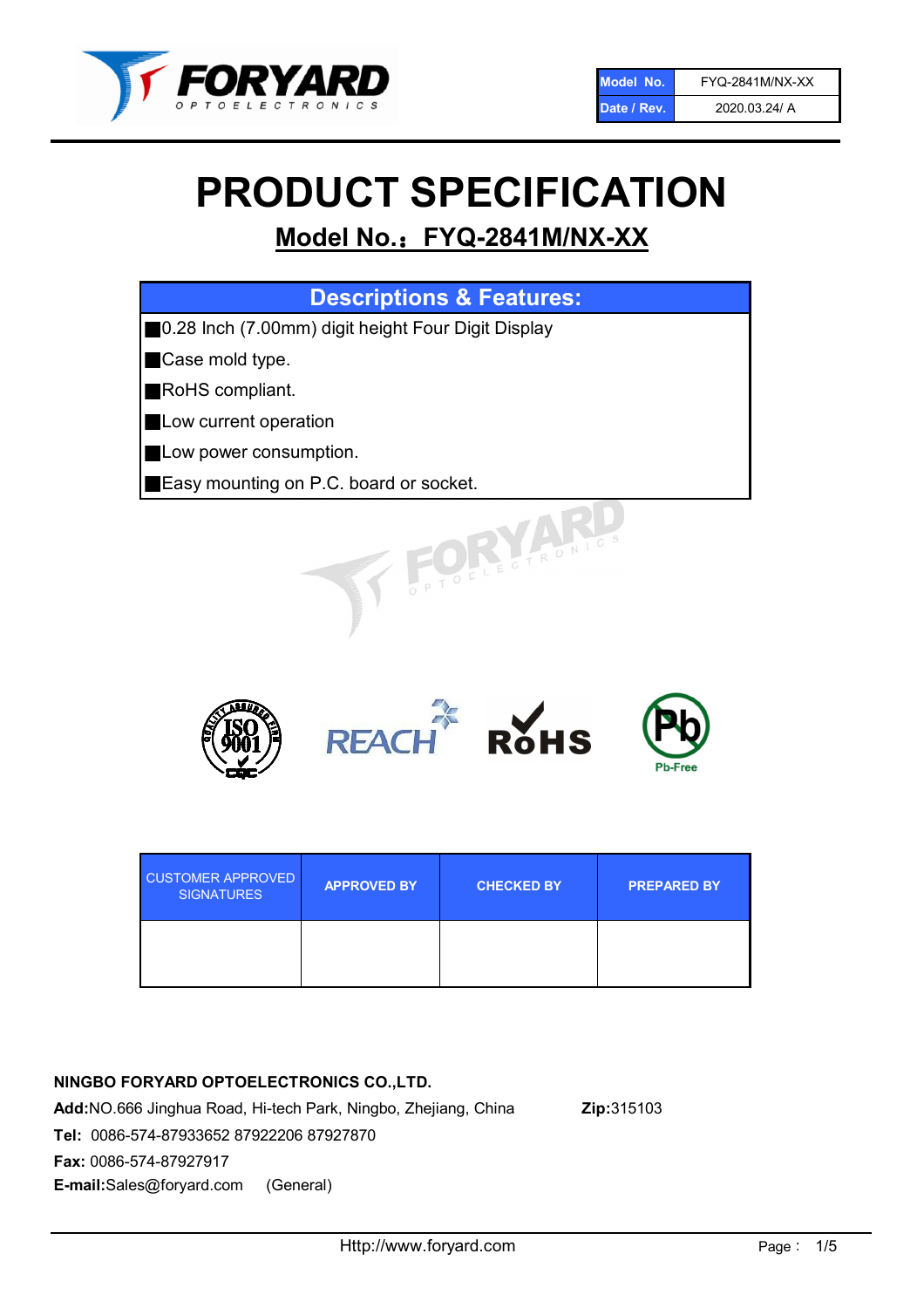| Model No. | FYQ-2841M/NX-XX |
| --- | --- |
| Date / Rev. | 2020.03.24/ A |

# PRODUCT SPECIFICATION

## Model No.：FYQ-2841M/NX-XX

| Descriptions & Features: |
| --- |
| ■0.28 Inch (7.00mm) digit height Four Digit Display |
| ■Case mold type. |
| ■RoHS compliant. |
| ■Low current operation |
| ■Low power consumption. |
| ■Easy mounting on P.C. board or socket. |

| CUSTOMER APPROVED SIGNATURES | APPROVED BY | CHECKED BY | PREPARED BY |
| --- | --- | --- | --- |
| | | | |

**NINGBO FORYARD OPTOELECTRONICS CO.,LTD.**

**Add:**NO.666 Jinghua Road, Hi-tech Park, Ningbo, Zhejiang, China **Zip:**315103

**Tel:** 0086-574-87933652 87922206 87927870

**Fax:** 0086-574-87927917

**E-mail:**Sales@foryard.com (General)

Http://www.foryard.com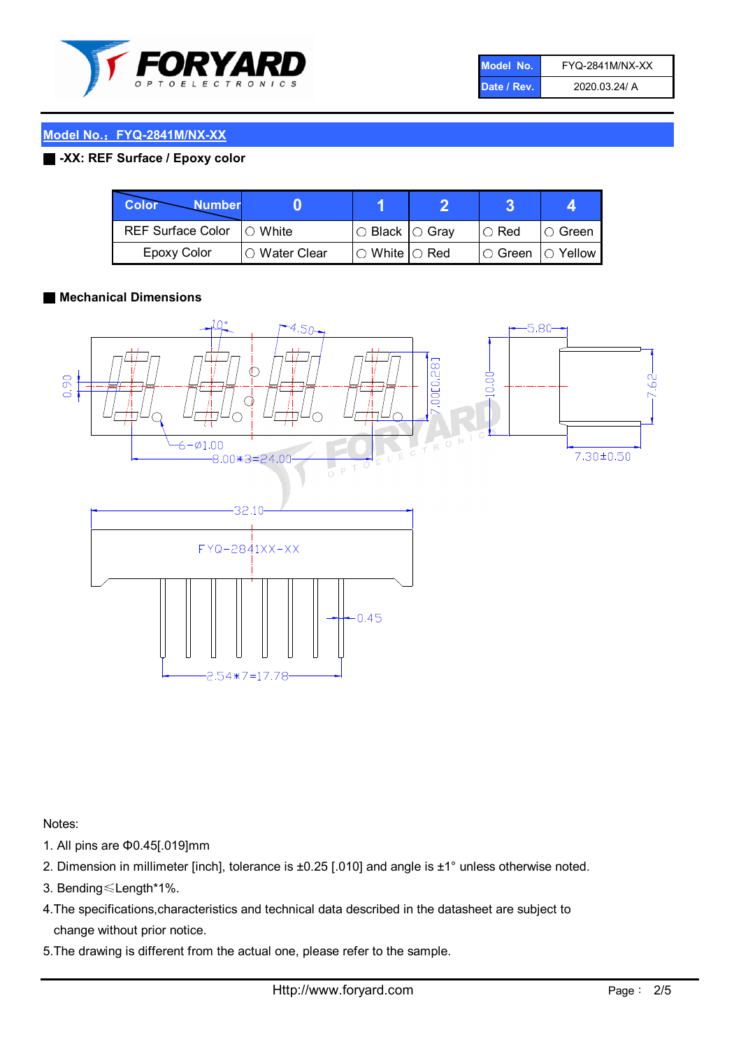| Model No. | FYQ-2841M/NX-XX |
| --- | --- |
| Date / Rev. | 2020.03.24/ A |

## Model No.：FYQ-2841M/NX-XX

### -XX: REF Surface / Epoxy color

| Color \ Number | 0 | 1 | 2 | 3 | 4 |
| --- | --- | --- | --- | --- | --- |
| REF Surface Color | ○ White | ○ Black | ○ Gray | ○ Red | ○ Green |
| Epoxy Color | ○ Water Clear | ○ White | ○ Red | ○ Green | ○ Yellow |

### Mechanical Dimensions

Notes:

1. All pins are Φ0.45[.019]mm
2. Dimension in millimeter [inch], tolerance is ±0.25 [.010] and angle is ±1° unless otherwise noted.
3. Bending≤Length*1%.
4. The specifications,characteristics and technical data described in the datasheet are subject to change without prior notice.
5. The drawing is different from the actual one, please refer to the sample.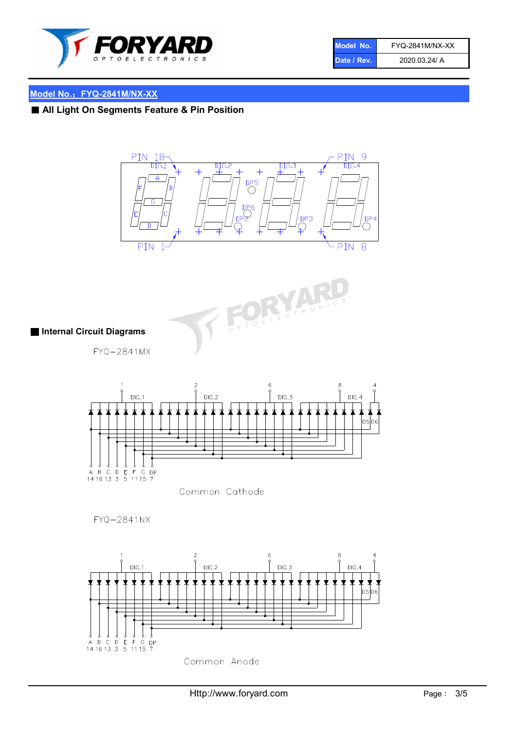| Model No. | FYQ-2841M/NX-XX |
| --- | --- |
| Date / Rev. | 2020.03.24/ A |

## Model No.：FYQ-2841M/NX-XX

### All Light On Segments Feature & Pin Position

PIN 18 DIG.1 DIG.2 DIG.3 PIN 9 DIG.4

A F B G E C D DP5 DP6 DP2 DP3 DP4

PIN 1 PIN 8

### Internal Circuit Diagrams

FYQ−2841MX

1 DIG.1 2 DIG.2 6 DIG.3 8 DIG.4 4 D5 D6

A B C D E F G DP
14 16 13 3 5 11 15 7

Common Cathode

FYQ−2841NX

1 DIG.1 2 DIG.2 6 DIG.3 8 DIG.4 4 D5 D6

A B C D E F G DP
14 16 13 3 5 11 15 7

Common Anode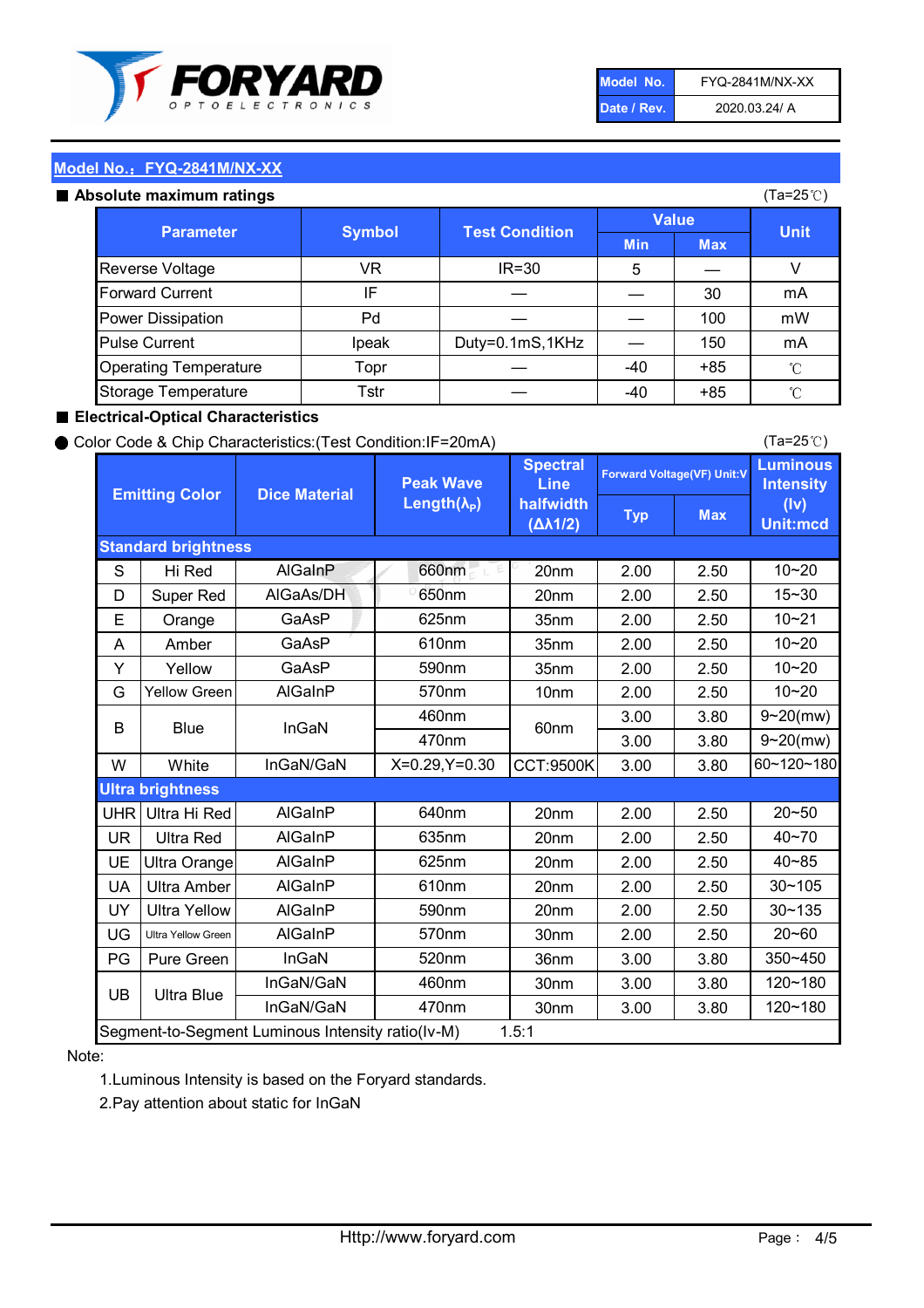| Model No. | FYQ-2841M/NX-XX |
| --- | --- |
| Date / Rev. | 2020.03.24/ A |

## Model No.：FYQ-2841M/NX-XX

### ■ Absolute maximum ratings

(Ta=25℃)

| Parameter | Symbol | Test Condition | Value | | Unit |
| --- | --- | --- | --- | --- | --- |
| | | | Min | Max | |
| Reverse Voltage | VR | IR=30 | 5 | — | V |
| Forward Current | IF | — | — | 30 | mA |
| Power Dissipation | Pd | — | — | 100 | mW |
| Pulse Current | Ipeak | Duty=0.1mS,1KHz | — | 150 | mA |
| Operating Temperature | Topr | — | -40 | +85 | ℃ |
| Storage Temperature | Tstr | — | -40 | +85 | ℃ |

### ■ Electrical-Optical Characteristics

● Color Code & Chip Characteristics:(Test Condition:IF=20mA)

(Ta=25℃)

| | Emitting Color | Dice Material | Peak Wave Length($\lambda_P$) | Spectral Line halfwidth ($\Delta\lambda 1/2$) | Forward Voltage(VF) Unit:V | | Luminous Intensity (Iv) Unit:mcd |
| --- | --- | --- | --- | --- | --- | --- | --- |
| | | | | | Typ | Max | |
| **Standard brightness** | | | | | | | |
| S | Hi Red | AlGaInP | 660nm | 20nm | 2.00 | 2.50 | 10~20 |
| D | Super Red | AlGaAs/DH | 650nm | 20nm | 2.00 | 2.50 | 15~30 |
| E | Orange | GaAsP | 625nm | 35nm | 2.00 | 2.50 | 10~21 |
| A | Amber | GaAsP | 610nm | 35nm | 2.00 | 2.50 | 10~20 |
| Y | Yellow | GaAsP | 590nm | 35nm | 2.00 | 2.50 | 10~20 |
| G | Yellow Green | AlGaInP | 570nm | 10nm | 2.00 | 2.50 | 10~20 |
| B | Blue | InGaN | 460nm | 60nm | 3.00 | 3.80 | 9~20(mw) |
| | | | 470nm | | 3.00 | 3.80 | 9~20(mw) |
| W | White | InGaN/GaN | X=0.29,Y=0.30 | CCT:9500K | 3.00 | 3.80 | 60~120~180 |
| **Ultra brightness** | | | | | | | |
| UHR | Ultra Hi Red | AlGaInP | 640nm | 20nm | 2.00 | 2.50 | 20~50 |
| UR | Ultra Red | AlGaInP | 635nm | 20nm | 2.00 | 2.50 | 40~70 |
| UE | Ultra Orange | AlGaInP | 625nm | 20nm | 2.00 | 2.50 | 40~85 |
| UA | Ultra Amber | AlGaInP | 610nm | 20nm | 2.00 | 2.50 | 30~105 |
| UY | Ultra Yellow | AlGaInP | 590nm | 20nm | 2.00 | 2.50 | 30~135 |
| UG | Ultra Yellow Green | AlGaInP | 570nm | 30nm | 2.00 | 2.50 | 20~60 |
| PG | Pure Green | InGaN | 520nm | 36nm | 3.00 | 3.80 | 350~450 |
| UB | Ultra Blue | InGaN/GaN | 460nm | 30nm | 3.00 | 3.80 | 120~180 |
| | | InGaN/GaN | 470nm | 30nm | 3.00 | 3.80 | 120~180 |
| Segment-to-Segment Luminous Intensity ratio(Iv-M) | | | 1.5:1 | | | | |

Note:

1.Luminous Intensity is based on the Foryard standards.

2.Pay attention about static for InGaN

Http://www.foryard.com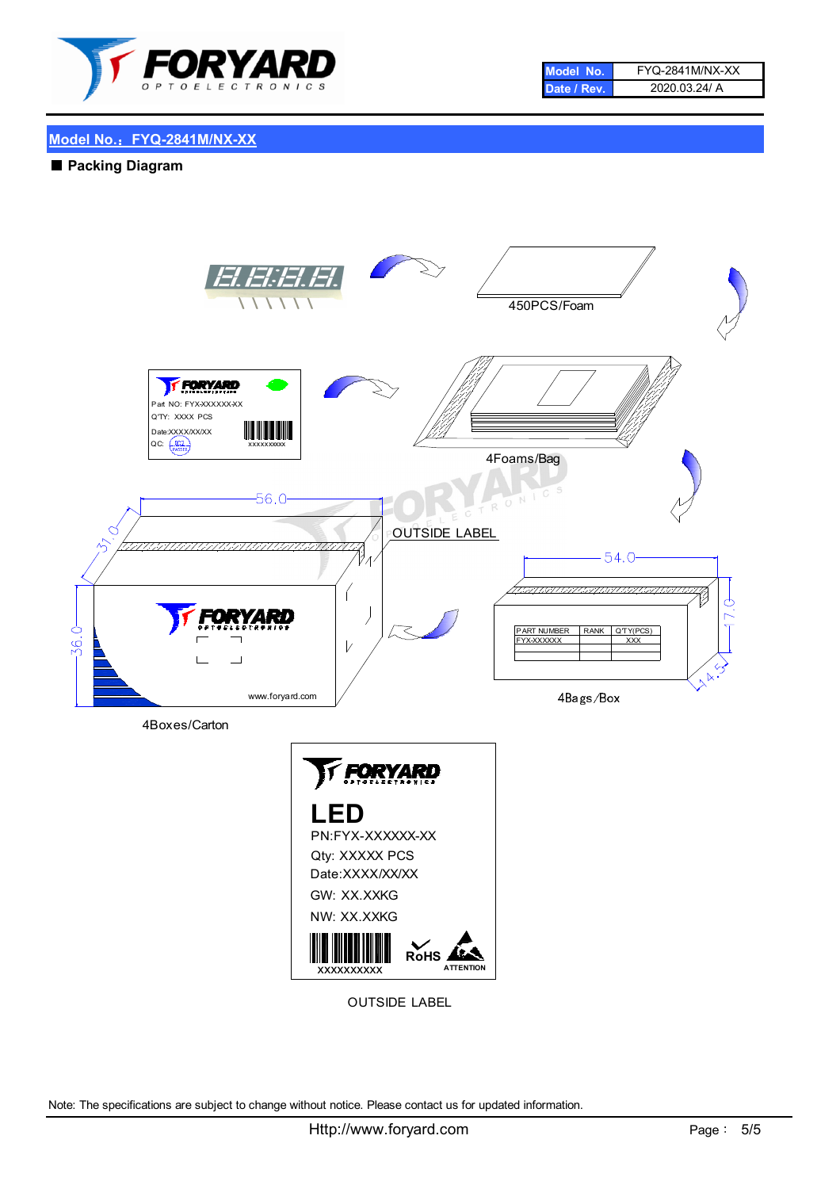| Model No. | FYQ-2841M/NX-XX |
| --- | --- |
| Date / Rev. | 2020.03.24/ A |

## Model No.：FYQ-2841M/NX-XX

### ■ Packing Diagram

450PCS/Foam

Part NO: FYX-XXXXXX-XX
Q'TY: XXXX PCS
Date:XXXX/XX/XX
QC:
XXXXXXXXXX

4Foams/Bag

56.0

31.0

36.0

OUTSIDE LABEL

www.foryard.com

4Boxes/Carton

54.0

17.0

14.5

| PART NUMBER | RANK | Q'TY(PCS) |
| --- | --- | --- |
| FYX-XXXXXX | | XXX |

4Bags/Box

LED
PN:FYX-XXXXXX-XX
Qty: XXXXX PCS
Date:XXXX/XX/XX
GW: XX.XXKG
NW: XX.XXKG
XXXXXXXXXX
RoHS
ATTENTION

OUTSIDE LABEL

Note: The specifications are subject to change without notice. Please contact us for updated information.

Http://www.foryard.com